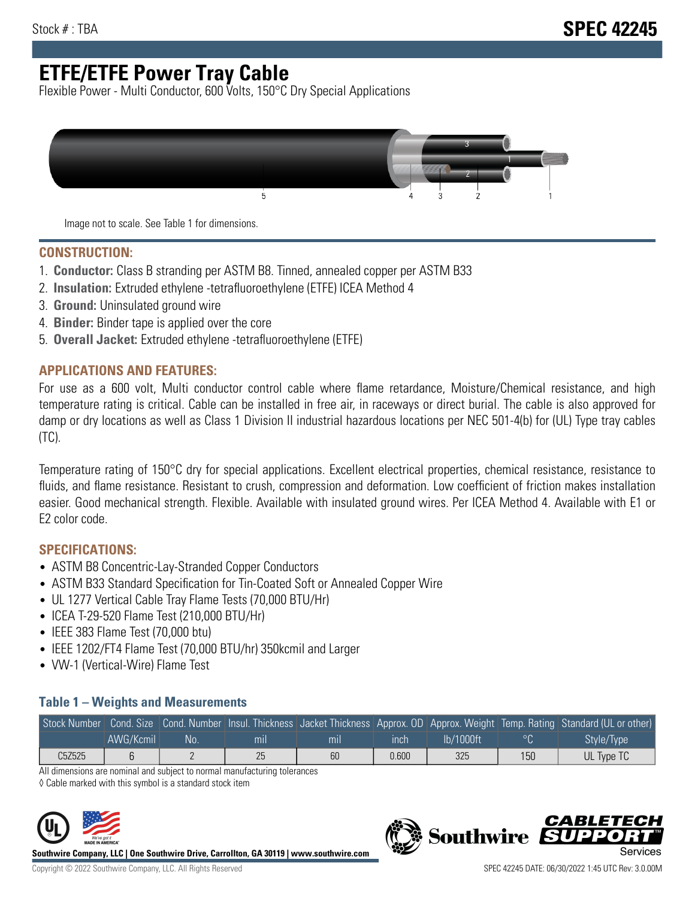Stock # : TBA

# SPEC 42245

# ETFE/ETFE Power Tray Cable

Flexible Power - Multi Conductor, 600 Volts, 150°C Dry Special Applications

Image not to scale. See Table 1 for dimensions.

## CONSTRUCTION:

1. **Conductor:** Class B stranding per ASTM B8. Tinned, annealed copper per ASTM B33
2. **Insulation:** Extruded ethylene -tetrafluoroethylene (ETFE) ICEA Method 4
3. **Ground:** Uninsulated ground wire
4. **Binder:** Binder tape is applied over the core
5. **Overall Jacket:** Extruded ethylene -tetrafluoroethylene (ETFE)

## APPLICATIONS AND FEATURES:

For use as a 600 volt, Multi conductor control cable where flame retardance, Moisture/Chemical resistance, and high temperature rating is critical. Cable can be installed in free air, in raceways or direct burial. The cable is also approved for damp or dry locations as well as Class 1 Division II industrial hazardous locations per NEC 501-4(b) for (UL) Type tray cables (TC).

Temperature rating of 150°C dry for special applications. Excellent electrical properties, chemical resistance, resistance to fluids, and flame resistance. Resistant to crush, compression and deformation. Low coefficient of friction makes installation easier. Good mechanical strength. Flexible. Available with insulated ground wires. Per ICEA Method 4. Available with E1 or E2 color code.

## SPECIFICATIONS:

- ASTM B8 Concentric-Lay-Stranded Copper Conductors
- ASTM B33 Standard Specification for Tin-Coated Soft or Annealed Copper Wire
- UL 1277 Vertical Cable Tray Flame Tests (70,000 BTU/Hr)
- ICEA T-29-520 Flame Test (210,000 BTU/Hr)
- IEEE 383 Flame Test (70,000 btu)
- IEEE 1202/FT4 Flame Test (70,000 BTU/hr) 350kcmil and Larger
- VW-1 (Vertical-Wire) Flame Test

### Table 1 – Weights and Measurements

| Stock Number | Cond. Size | Cond. Number | Insul. Thickness | Jacket Thickness | Approx. OD | Approx. Weight | Temp. Rating | Standard (UL or other) |
|---|---|---|---|---|---|---|---|---|
| | AWG/Kcmil | No. | mil | mil | inch | lb/1000ft | °C | Style/Type |
| C5Z525 | 6 | 2 | 25 | 60 | 0.600 | 325 | 150 | UL Type TC |

All dimensions are nominal and subject to normal manufacturing tolerances

◊ Cable marked with this symbol is a standard stock item

**Southwire Company, LLC | One Southwire Drive, Carrollton, GA 30119 | www.southwire.com**

Copyright © 2022 Southwire Company, LLC. All Rights Reserved

SPEC 42245 DATE: 06/30/2022 1:45 UTC Rev: 3.0.00M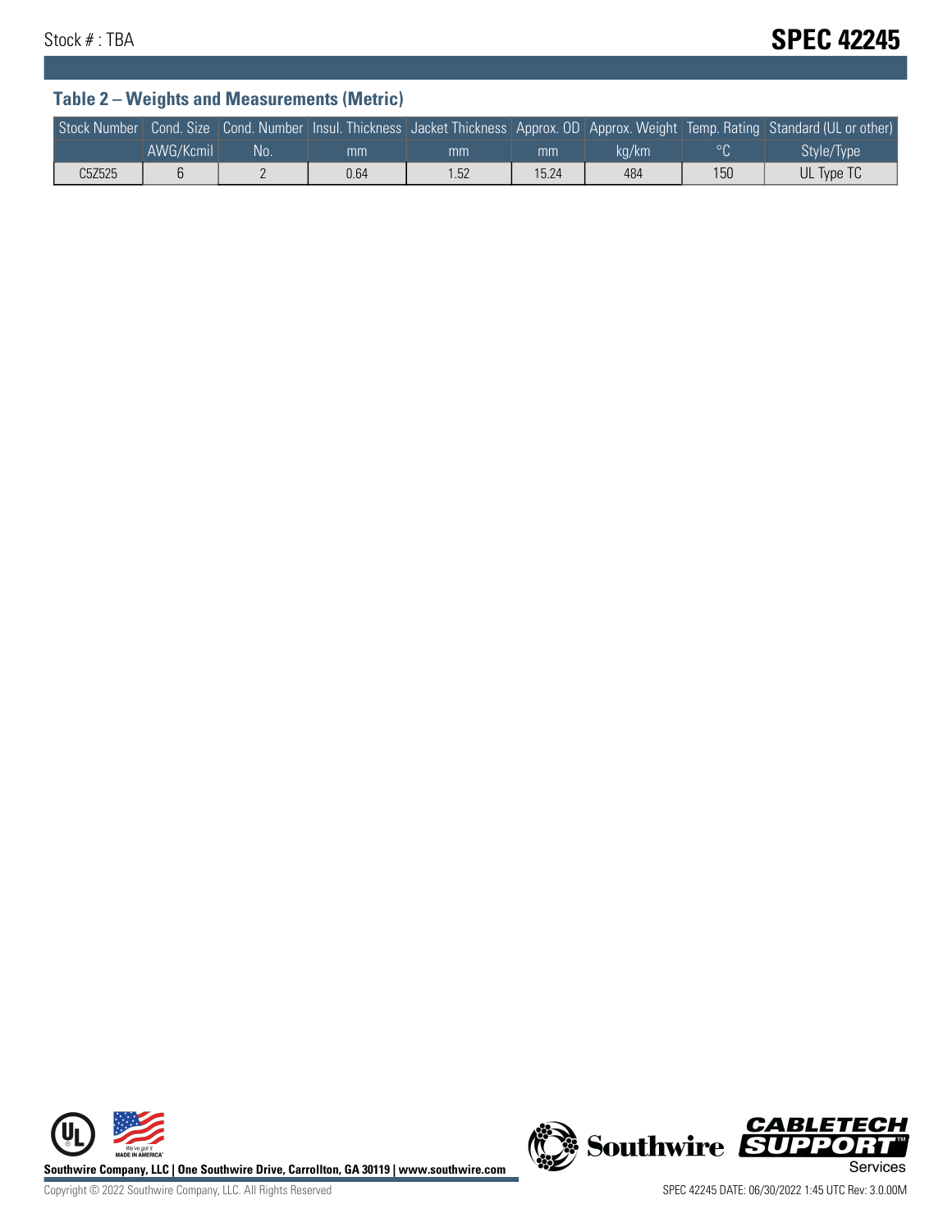### Table 2 – Weights and Measurements (Metric)

| Stock Number | Cond. Size | Cond. Number | Insul. Thickness | Jacket Thickness | Approx. OD | Approx. Weight | Temp. Rating | Standard (UL or other) |
|---|---|---|---|---|---|---|---|---|
| | AWG/Kcmil | No. | mm | mm | mm | kg/km | °C | Style/Type |
| C5Z525 | 6 | 2 | 0.64 | 1.52 | 15.24 | 484 | 150 | UL Type TC |

**Southwire Company, LLC | One Southwire Drive, Carrollton, GA 30119 | www.southwire.com**

Copyright © 2022 Southwire Company, LLC. All Rights Reserved

SPEC 42245 DATE: 06/30/2022 1:45 UTC Rev: 3.0.00M